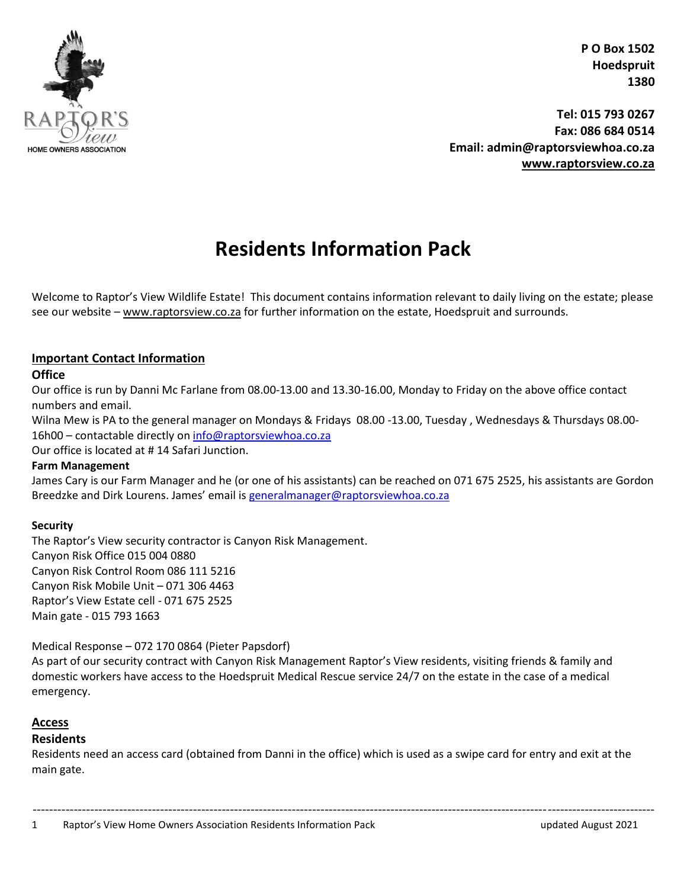RAPTOR'S View
HOME OWNERS ASSOCIATION

**P O Box 1502**
**Hoedspruit**
**1380**

**Tel: 015 793 0267**
**Fax: 086 684 0514**
**Email: admin@raptorsviewhoa.co.za**
**www.raptorsview.co.za**

# Residents Information Pack

Welcome to Raptor's View Wildlife Estate! This document contains information relevant to daily living on the estate; please see our website – www.raptorsview.co.za for further information on the estate, Hoedspruit and surrounds.

## Important Contact Information

### Office

Our office is run by Danni Mc Farlane from 08.00-13.00 and 13.30-16.00, Monday to Friday on the above office contact numbers and email.

Wilna Mew is PA to the general manager on Mondays & Fridays 08.00 -13.00, Tuesday , Wednesdays & Thursdays 08.00-16h00 – contactable directly on info@raptorsviewhoa.co.za

Our office is located at # 14 Safari Junction.

### Farm Management

James Cary is our Farm Manager and he (or one of his assistants) can be reached on 071 675 2525, his assistants are Gordon Breedzke and Dirk Lourens. James' email is generalmanager@raptorsviewhoa.co.za

### Security

The Raptor's View security contractor is Canyon Risk Management.
Canyon Risk Office 015 004 0880
Canyon Risk Control Room 086 111 5216
Canyon Risk Mobile Unit – 071 306 4463
Raptor's View Estate cell - 071 675 2525
Main gate - 015 793 1663

Medical Response – 072 170 0864 (Pieter Papsdorf)
As part of our security contract with Canyon Risk Management Raptor's View residents, visiting friends & family and domestic workers have access to the Hoedspruit Medical Rescue service 24/7 on the estate in the case of a medical emergency.

## Access

### Residents

Residents need an access card (obtained from Danni in the office) which is used as a swipe card for entry and exit at the main gate.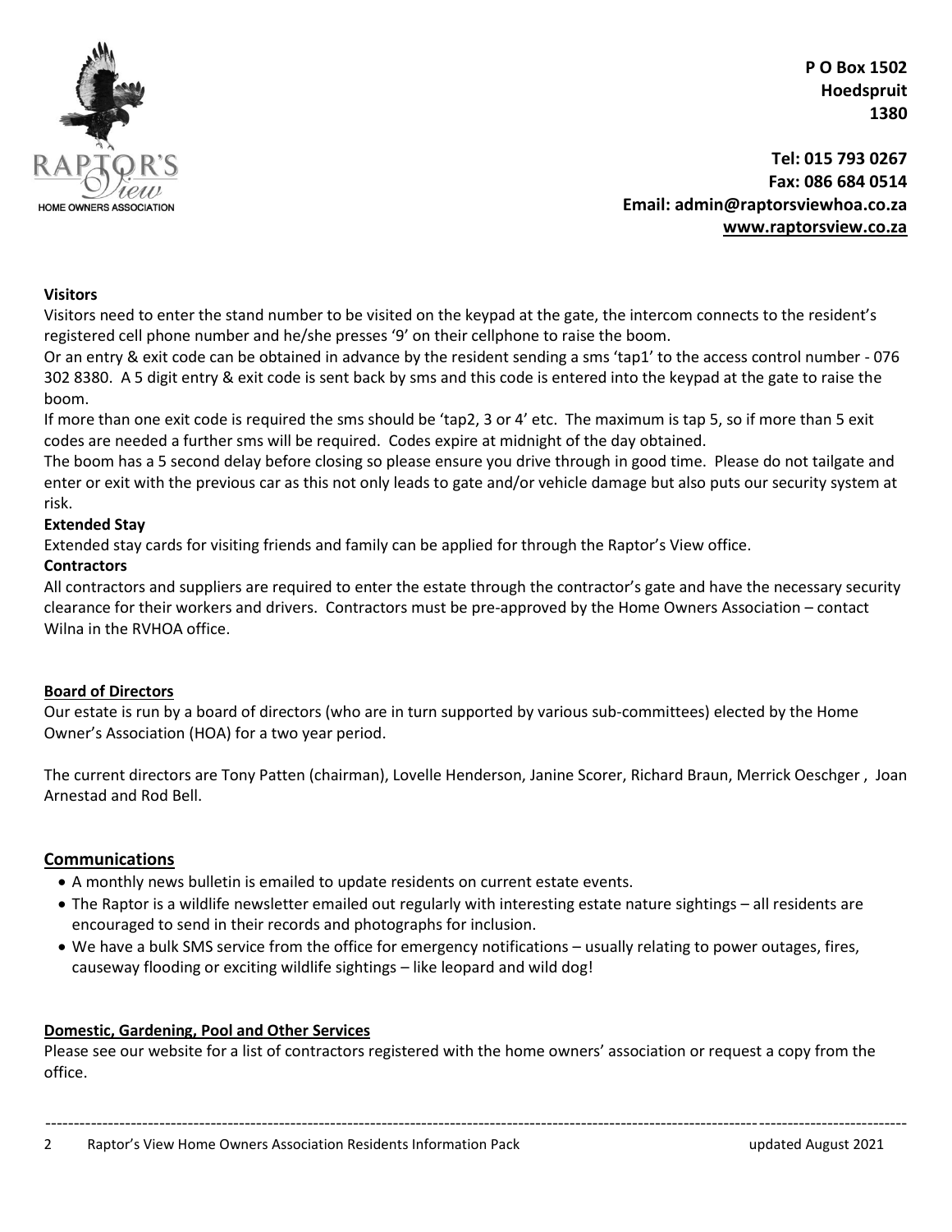P O Box 1502
Hoedspruit
1380

Tel: 015 793 0267
Fax: 086 684 0514
Email: admin@raptorsviewhoa.co.za
www.raptorsview.co.za

**Visitors**

Visitors need to enter the stand number to be visited on the keypad at the gate, the intercom connects to the resident's registered cell phone number and he/she presses '9' on their cellphone to raise the boom.

Or an entry & exit code can be obtained in advance by the resident sending a sms 'tap1' to the access control number - 076 302 8380. A 5 digit entry & exit code is sent back by sms and this code is entered into the keypad at the gate to raise the boom.

If more than one exit code is required the sms should be 'tap2, 3 or 4' etc. The maximum is tap 5, so if more than 5 exit codes are needed a further sms will be required. Codes expire at midnight of the day obtained.

The boom has a 5 second delay before closing so please ensure you drive through in good time. Please do not tailgate and enter or exit with the previous car as this not only leads to gate and/or vehicle damage but also puts our security system at risk.

**Extended Stay**

Extended stay cards for visiting friends and family can be applied for through the Raptor's View office.

**Contractors**

All contractors and suppliers are required to enter the estate through the contractor's gate and have the necessary security clearance for their workers and drivers. Contractors must be pre-approved by the Home Owners Association – contact Wilna in the RVHOA office.

## Board of Directors

Our estate is run by a board of directors (who are in turn supported by various sub-committees) elected by the Home Owner's Association (HOA) for a two year period.

The current directors are Tony Patten (chairman), Lovelle Henderson, Janine Scorer, Richard Braun, Merrick Oeschger , Joan Arnestad and Rod Bell.

## Communications

- A monthly news bulletin is emailed to update residents on current estate events.
- The Raptor is a wildlife newsletter emailed out regularly with interesting estate nature sightings – all residents are encouraged to send in their records and photographs for inclusion.
- We have a bulk SMS service from the office for emergency notifications – usually relating to power outages, fires, causeway flooding or exciting wildlife sightings – like leopard and wild dog!

## Domestic, Gardening, Pool and Other Services

Please see our website for a list of contractors registered with the home owners' association or request a copy from the office.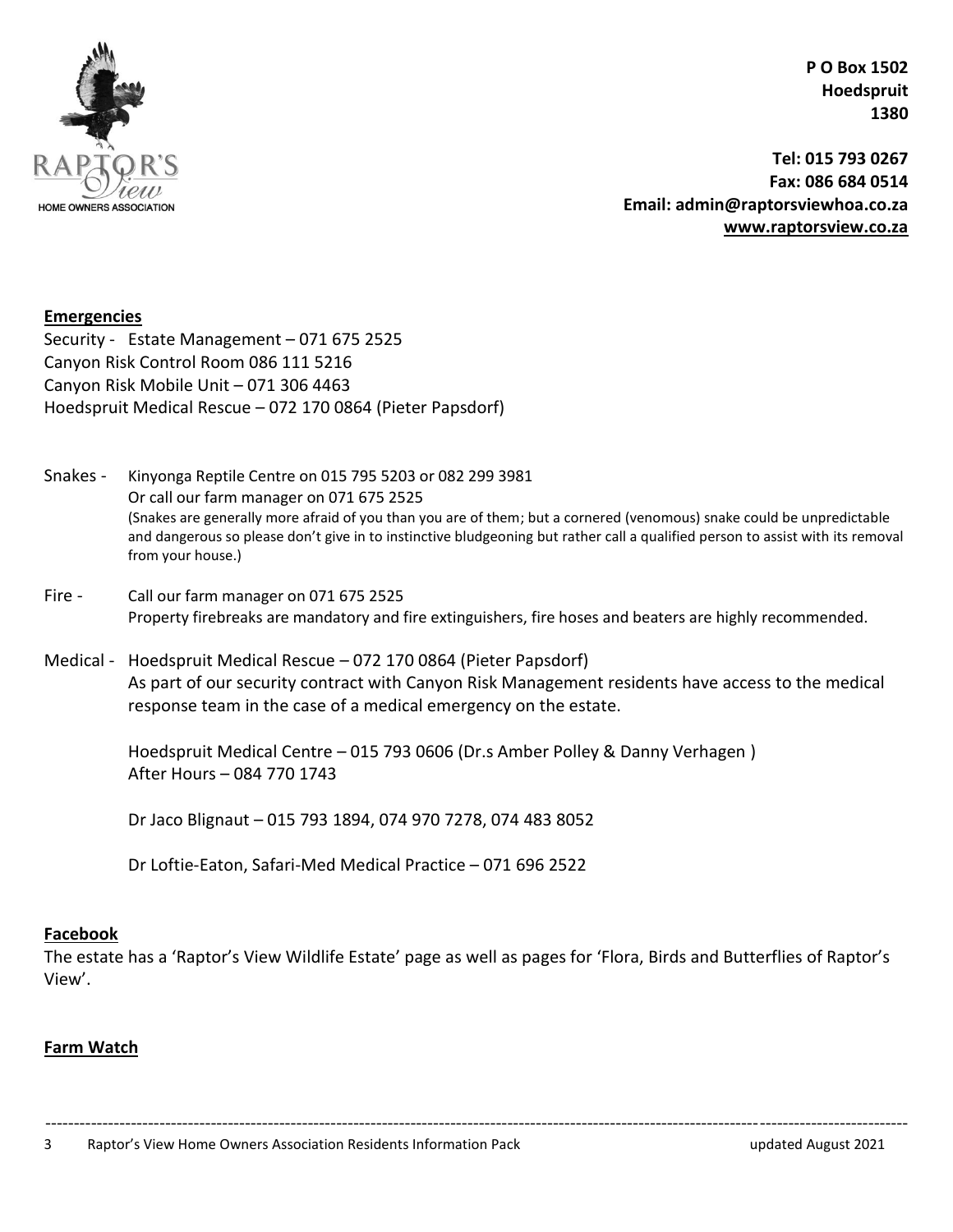**P O Box 1502**
**Hoedspruit**
**1380**

**Tel: 015 793 0267**
**Fax: 086 684 0514**
**Email: admin@raptorsviewhoa.co.za**
**www.raptorsview.co.za**

## Emergencies

Security - Estate Management – 071 675 2525
Canyon Risk Control Room 086 111 5216
Canyon Risk Mobile Unit – 071 306 4463
Hoedspruit Medical Rescue – 072 170 0864 (Pieter Papsdorf)

Snakes - Kinyonga Reptile Centre on 015 795 5203 or 082 299 3981
Or call our farm manager on 071 675 2525
(Snakes are generally more afraid of you than you are of them; but a cornered (venomous) snake could be unpredictable and dangerous so please don't give in to instinctive bludgeoning but rather call a qualified person to assist with its removal from your house.)

Fire - Call our farm manager on 071 675 2525
Property firebreaks are mandatory and fire extinguishers, fire hoses and beaters are highly recommended.

Medical - Hoedspruit Medical Rescue – 072 170 0864 (Pieter Papsdorf)
As part of our security contract with Canyon Risk Management residents have access to the medical response team in the case of a medical emergency on the estate.

Hoedspruit Medical Centre – 015 793 0606 (Dr.s Amber Polley & Danny Verhagen )
After Hours – 084 770 1743

Dr Jaco Blignaut – 015 793 1894, 074 970 7278, 074 483 8052

Dr Loftie-Eaton, Safari-Med Medical Practice – 071 696 2522

## Facebook

The estate has a 'Raptor's View Wildlife Estate' page as well as pages for 'Flora, Birds and Butterflies of Raptor's View'.

## Farm Watch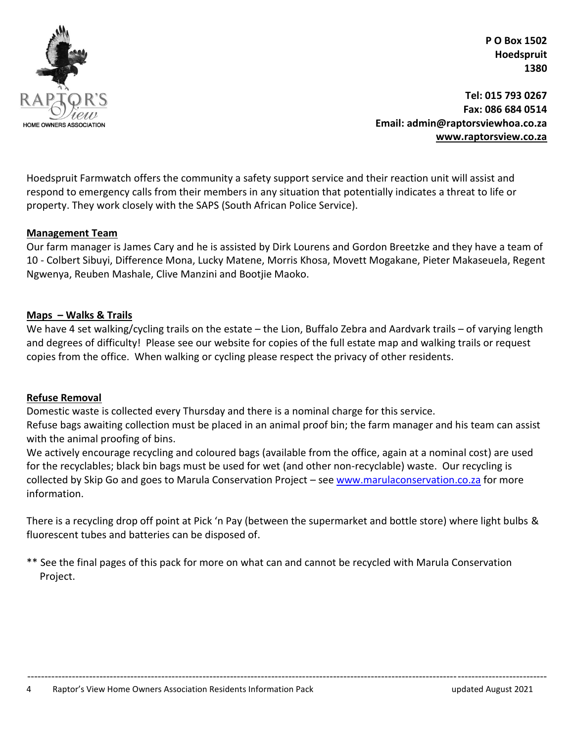**P O Box 1502**
**Hoedspruit**
**1380**

**Tel: 015 793 0267**
**Fax: 086 684 0514**
**Email: admin@raptorsviewhoa.co.za**
**www.raptorsview.co.za**

Hoedspruit Farmwatch offers the community a safety support service and their reaction unit will assist and respond to emergency calls from their members in any situation that potentially indicates a threat to life or property. They work closely with the SAPS (South African Police Service).

## Management Team

Our farm manager is James Cary and he is assisted by Dirk Lourens and Gordon Breetzke and they have a team of 10 - Colbert Sibuyi, Difference Mona, Lucky Matene, Morris Khosa, Movett Mogakane, Pieter Makaseuela, Regent Ngwenya, Reuben Mashale, Clive Manzini and Bootjie Maoko.

## Maps – Walks & Trails

We have 4 set walking/cycling trails on the estate – the Lion, Buffalo Zebra and Aardvark trails – of varying length and degrees of difficulty! Please see our website for copies of the full estate map and walking trails or request copies from the office. When walking or cycling please respect the privacy of other residents.

## Refuse Removal

Domestic waste is collected every Thursday and there is a nominal charge for this service.
Refuse bags awaiting collection must be placed in an animal proof bin; the farm manager and his team can assist with the animal proofing of bins.
We actively encourage recycling and coloured bags (available from the office, again at a nominal cost) are used for the recyclables; black bin bags must be used for wet (and other non-recyclable) waste. Our recycling is collected by Skip Go and goes to Marula Conservation Project – see www.marulaconservation.co.za for more information.

There is a recycling drop off point at Pick 'n Pay (between the supermarket and bottle store) where light bulbs & fluorescent tubes and batteries can be disposed of.

** See the final pages of this pack for more on what can and cannot be recycled with Marula Conservation Project.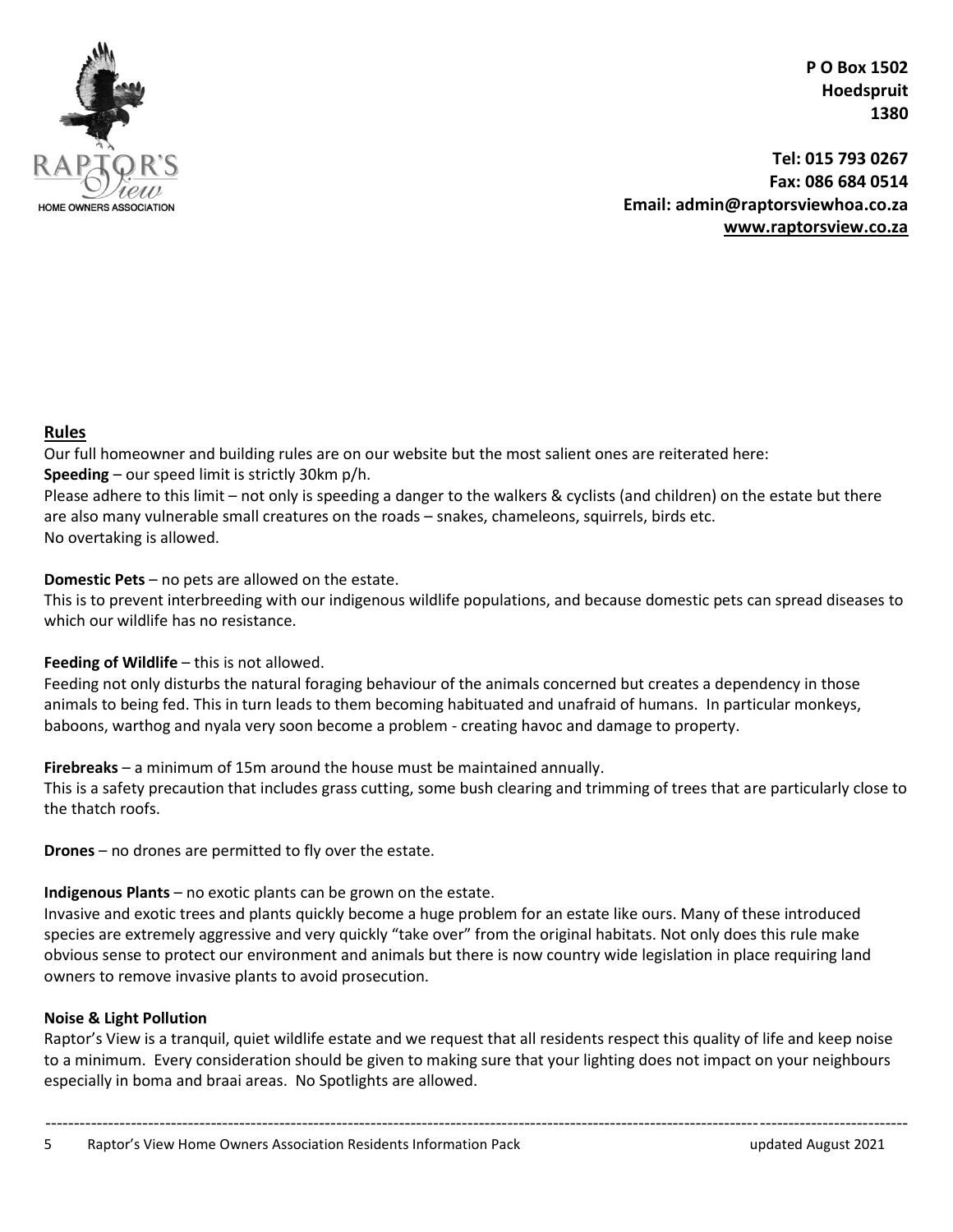P O Box 1502
Hoedspruit
1380

Tel: 015 793 0267
Fax: 086 684 0514
Email: admin@raptorsviewhoa.co.za
www.raptorsview.co.za

## Rules

Our full homeowner and building rules are on our website but the most salient ones are reiterated here:

**Speeding** – our speed limit is strictly 30km p/h.
Please adhere to this limit – not only is speeding a danger to the walkers & cyclists (and children) on the estate but there are also many vulnerable small creatures on the roads – snakes, chameleons, squirrels, birds etc.
No overtaking is allowed.

**Domestic Pets** – no pets are allowed on the estate.
This is to prevent interbreeding with our indigenous wildlife populations, and because domestic pets can spread diseases to which our wildlife has no resistance.

**Feeding of Wildlife** – this is not allowed.
Feeding not only disturbs the natural foraging behaviour of the animals concerned but creates a dependency in those animals to being fed. This in turn leads to them becoming habituated and unafraid of humans. In particular monkeys, baboons, warthog and nyala very soon become a problem - creating havoc and damage to property.

**Firebreaks** – a minimum of 15m around the house must be maintained annually.
This is a safety precaution that includes grass cutting, some bush clearing and trimming of trees that are particularly close to the thatch roofs.

**Drones** – no drones are permitted to fly over the estate.

**Indigenous Plants** – no exotic plants can be grown on the estate.
Invasive and exotic trees and plants quickly become a huge problem for an estate like ours. Many of these introduced species are extremely aggressive and very quickly "take over" from the original habitats. Not only does this rule make obvious sense to protect our environment and animals but there is now country wide legislation in place requiring land owners to remove invasive plants to avoid prosecution.

**Noise & Light Pollution**
Raptor's View is a tranquil, quiet wildlife estate and we request that all residents respect this quality of life and keep noise to a minimum. Every consideration should be given to making sure that your lighting does not impact on your neighbours especially in boma and braai areas. No Spotlights are allowed.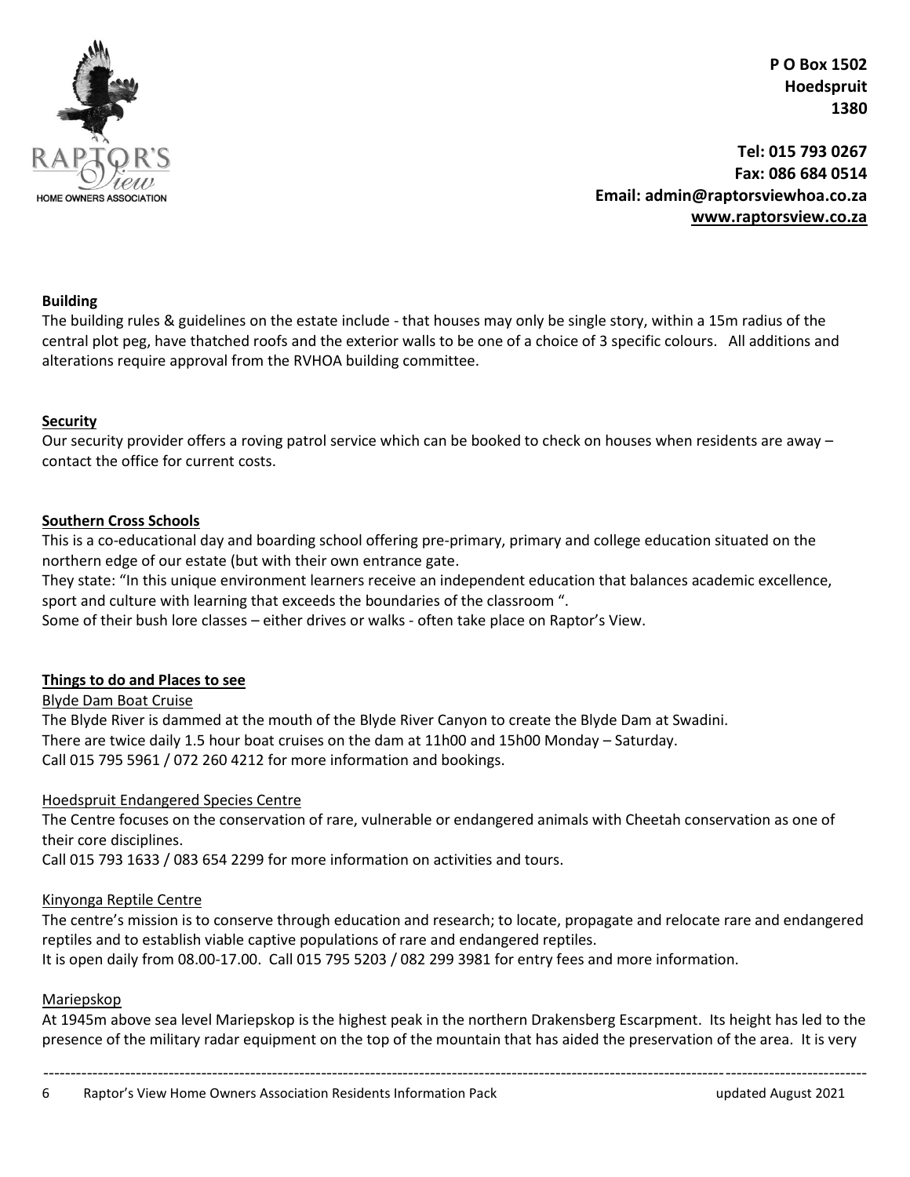**P O Box 1502**
**Hoedspruit**
**1380**

**Tel: 015 793 0267**
**Fax: 086 684 0514**
**Email: admin@raptorsviewhoa.co.za**
**www.raptorsview.co.za**

**Building**

The building rules & guidelines on the estate include - that houses may only be single story, within a 15m radius of the central plot peg, have thatched roofs and the exterior walls to be one of a choice of 3 specific colours. All additions and alterations require approval from the RVHOA building committee.

## Security

Our security provider offers a roving patrol service which can be booked to check on houses when residents are away – contact the office for current costs.

## Southern Cross Schools

This is a co-educational day and boarding school offering pre-primary, primary and college education situated on the northern edge of our estate (but with their own entrance gate.

They state: "In this unique environment learners receive an independent education that balances academic excellence, sport and culture with learning that exceeds the boundaries of the classroom ".

Some of their bush lore classes – either drives or walks - often take place on Raptor's View.

## Things to do and Places to see

### Blyde Dam Boat Cruise

The Blyde River is dammed at the mouth of the Blyde River Canyon to create the Blyde Dam at Swadini.
There are twice daily 1.5 hour boat cruises on the dam at 11h00 and 15h00 Monday – Saturday.
Call 015 795 5961 / 072 260 4212 for more information and bookings.

### Hoedspruit Endangered Species Centre

The Centre focuses on the conservation of rare, vulnerable or endangered animals with Cheetah conservation as one of their core disciplines.
Call 015 793 1633 / 083 654 2299 for more information on activities and tours.

### Kinyonga Reptile Centre

The centre's mission is to conserve through education and research; to locate, propagate and relocate rare and endangered reptiles and to establish viable captive populations of rare and endangered reptiles.
It is open daily from 08.00-17.00. Call 015 795 5203 / 082 299 3981 for entry fees and more information.

### Mariepskop

At 1945m above sea level Mariepskop is the highest peak in the northern Drakensberg Escarpment. Its height has led to the presence of the military radar equipment on the top of the mountain that has aided the preservation of the area. It is very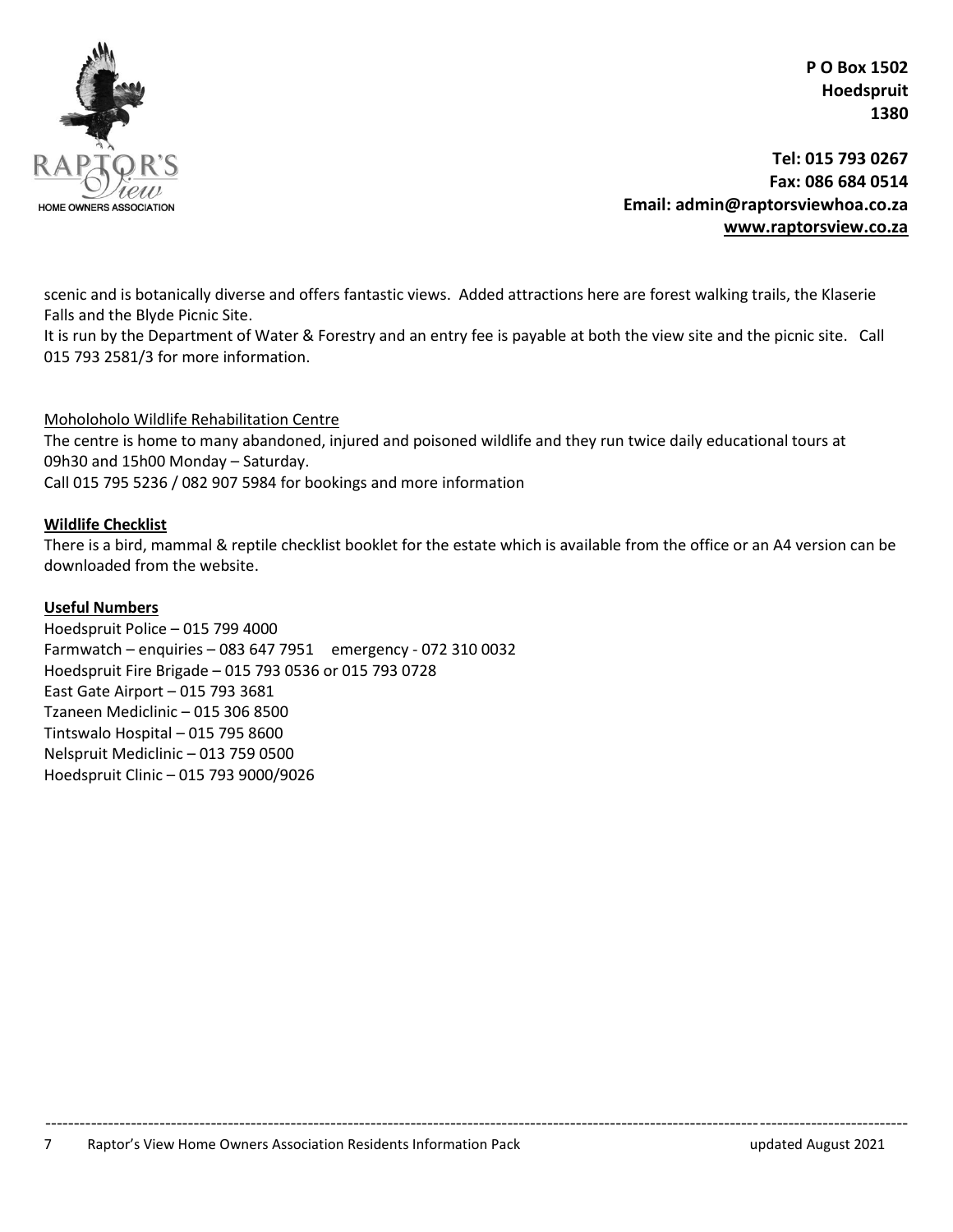scenic and is botanically diverse and offers fantastic views. Added attractions here are forest walking trails, the Klaserie Falls and the Blyde Picnic Site.

It is run by the Department of Water & Forestry and an entry fee is payable at both the view site and the picnic site. Call 015 793 2581/3 for more information.

Moholoholo Wildlife Rehabilitation Centre

The centre is home to many abandoned, injured and poisoned wildlife and they run twice daily educational tours at 09h30 and 15h00 Monday – Saturday.

Call 015 795 5236 / 082 907 5984 for bookings and more information

**Wildlife Checklist**

There is a bird, mammal & reptile checklist booklet for the estate which is available from the office or an A4 version can be downloaded from the website.

**Useful Numbers**

Hoedspruit Police – 015 799 4000
Farmwatch – enquiries – 083 647 7951 emergency - 072 310 0032
Hoedspruit Fire Brigade – 015 793 0536 or 015 793 0728
East Gate Airport – 015 793 3681
Tzaneen Mediclinic – 015 306 8500
Tintswalo Hospital – 015 795 8600
Nelspruit Mediclinic – 013 759 0500
Hoedspruit Clinic – 015 793 9000/9026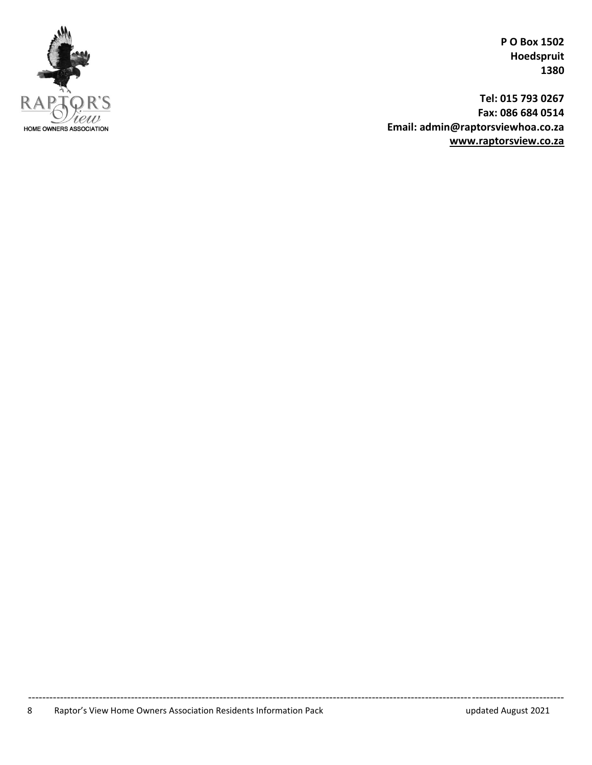RAPTOR'S View
HOME OWNERS ASSOCIATION

**P O Box 1502**
**Hoedspruit**
**1380**

**Tel: 015 793 0267**
**Fax: 086 684 0514**
**Email: admin@raptorsviewhoa.co.za**
**www.raptorsview.co.za**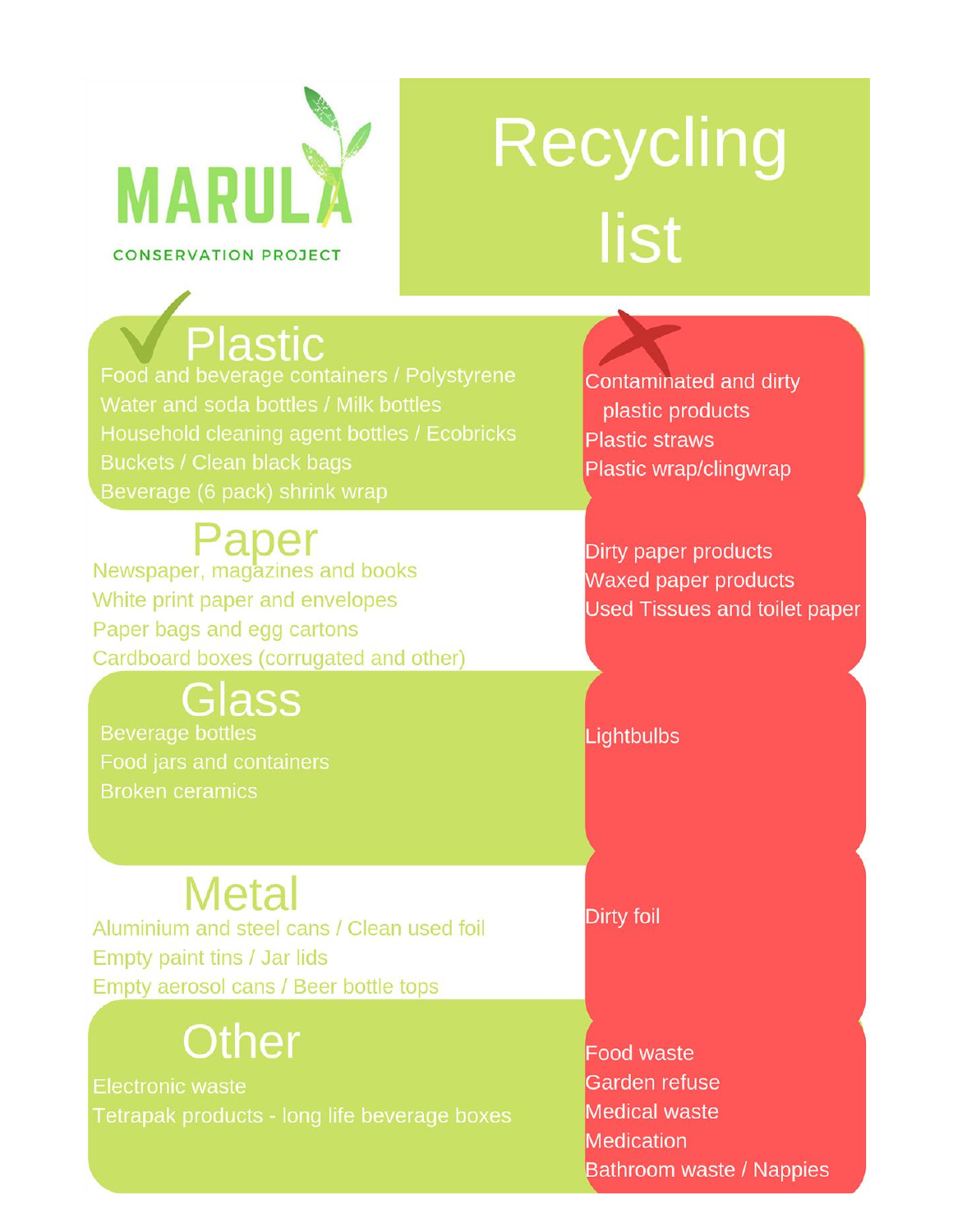MARULA

CONSERVATION PROJECT

# Recycling list

| Recyclable ✓ | Not recyclable ✗ |
| --- | --- |
| **Plastic**<br>Food and beverage containers / Polystyrene<br>Water and soda bottles / Milk bottles<br>Household cleaning agent bottles / Ecobricks<br>Buckets / Clean black bags<br>Beverage (6 pack) shrink wrap | Contaminated and dirty plastic products<br>Plastic straws<br>Plastic wrap/clingwrap |
| **Paper**<br>Newspaper, magazines and books<br>White print paper and envelopes<br>Paper bags and egg cartons<br>Cardboard boxes (corrugated and other) | Dirty paper products<br>Waxed paper products<br>Used Tissues and toilet paper |
| **Glass**<br>Beverage bottles<br>Food jars and containers<br>Broken ceramics | Lightbulbs |
| **Metal**<br>Aluminium and steel cans / Clean used foil<br>Empty paint tins / Jar lids<br>Empty aerosol cans / Beer bottle tops | Dirty foil |
| **Other**<br>Electronic waste<br>Tetrapak products - long life beverage boxes | Food waste<br>Garden refuse<br>Medical waste<br>Medication<br>Bathroom waste / Nappies |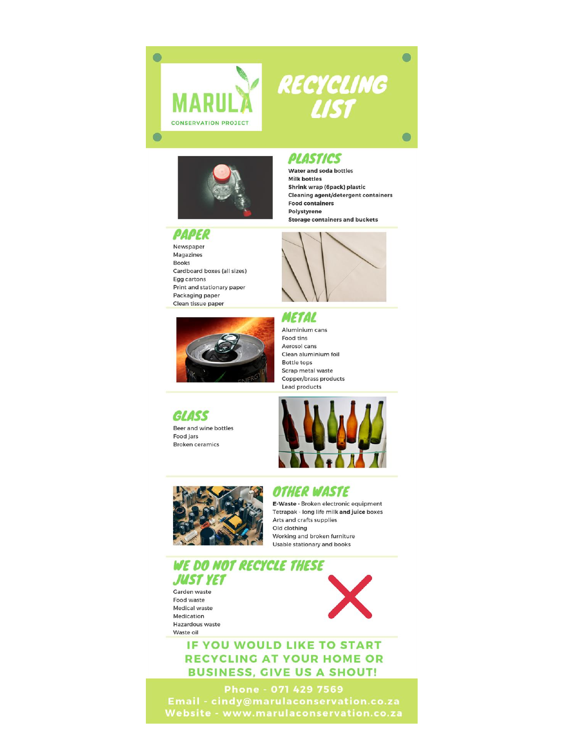MARULA

CONSERVATION PROJECT

# RECYCLING LIST

## PLASTICS

Water and soda bottles
Milk bottles
Shrink wrap (6pack) plastic
Cleaning agent/detergent containers
Food containers
Polystyrene
Storage containers and buckets

## PAPER

Newspaper
Magazines
Books
Cardboard boxes (all sizes)
Egg cartons
Print and stationary paper
Packaging paper
Clean tissue paper

## METAL

Aluminium cans
Food tins
Aerosol cans
Clean aluminium foil
Bottle tops
Scrap metal waste
Copper/brass products
Lead products

## GLASS

Beer and wine bottles
Food jars
Broken ceramics

## OTHER WASTE

**E-Waste** - Broken electronic equipment
Tetrapak - long life milk and juice boxes
Arts and crafts supplies
Old clothing
Working and broken furniture
Usable stationary and books

## WE DO NOT RECYCLE THESE JUST YET

Garden waste
Food waste
Medical waste
Medication
Hazardous waste
Waste oil

**IF YOU WOULD LIKE TO START RECYCLING AT YOUR HOME OR BUSINESS, GIVE US A SHOUT!**

**Phone - 071 429 7569**
**Email - cindy@marulaconservation.co.za**
**Website - www.marulaconservation.co.za**